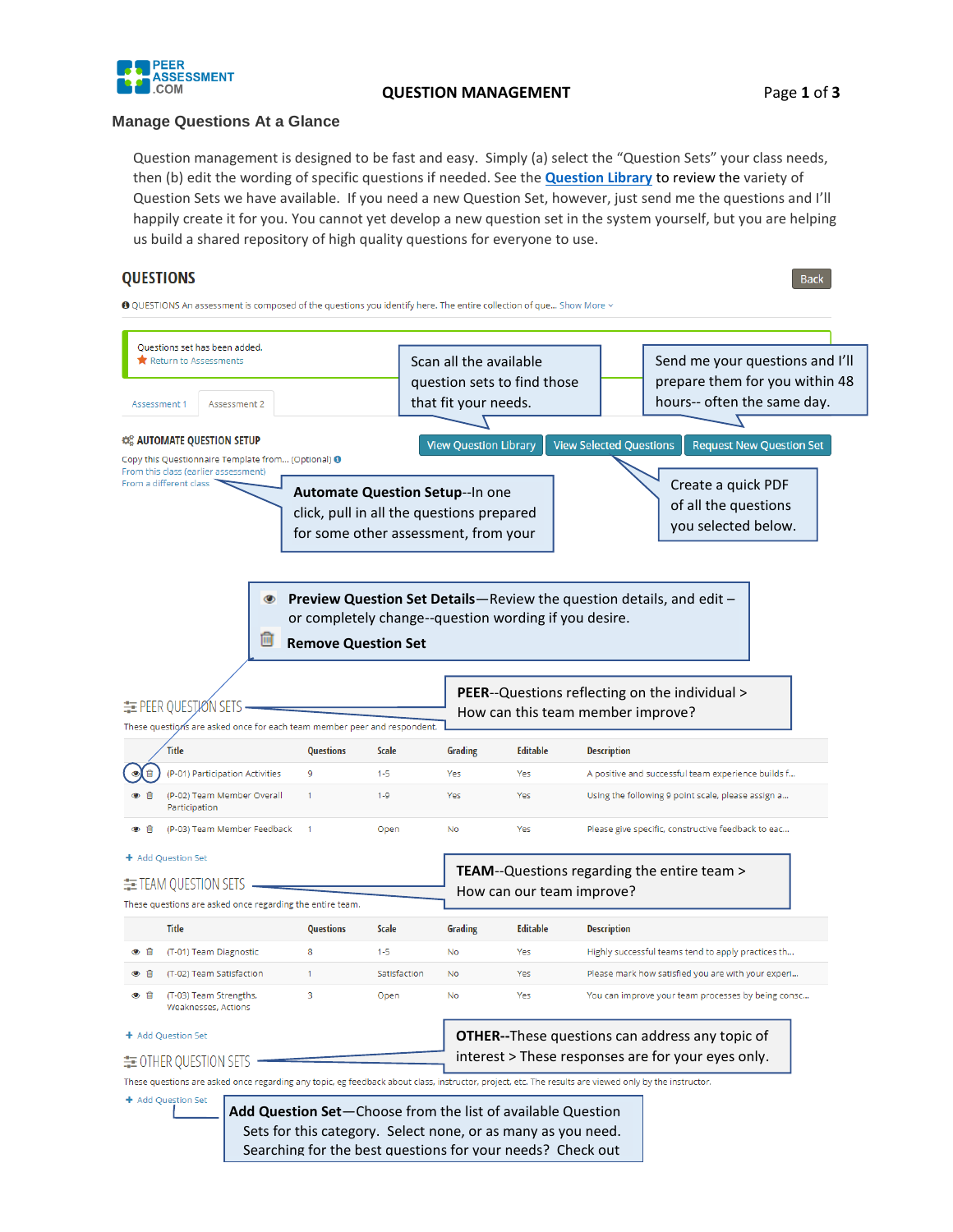## QUESTION MANAGEMENT

### Manage Questions At a Glance

Question management is designed to be fast and easy. Simply (a) select the "Question Sets" your class needs, then (b) edit the wording of specific questions if needed. See the [Question Library] to review the variety of Question Sets we have available. If you need a new Question Set, however, just send me the questions and I'll happily create it for you. You cannot yet develop a new question set in the system yourself, but you are helping us build a shared repository of high quality questions for everyone to use.

## QUESTIONS

Back

QUESTIONS An assessment is composed of the questions you identify here. The entire collection of que... Show More

Questions set has been added.
Return to Assessments

Scan all the available question sets to find those that fit your needs.

Send me your questions and I'll prepare them for you within 48 hours-- often the same day.

Assessment 1 | Assessment 2

**AUTOMATE QUESTION SETUP**

Copy this Questionnaire Template from... (Optional)
From this class (earlier assessment)
From a different class

View Question Library | View Selected Questions | Request New Question Set

**Automate Question Setup**--In one click, pull in all the questions prepared for some other assessment, from your

Create a quick PDF of all the questions you selected below.

**Preview Question Set Details**—Review the question details, and edit – or completely change--question wording if you desire.

**Remove Question Set**

### PEER QUESTION SETS

**PEER**--Questions reflecting on the individual > How can this team member improve?

These questions are asked once for each team member peer and respondent.

| Title | Questions | Scale | Grading | Editable | Description |
|---|---|---|---|---|---|
| (P-01) Participation Activities | 9 | 1-5 | Yes | Yes | A positive and successful team experience builds f... |
| (P-02) Team Member Overall Participation | 1 | 1-9 | Yes | Yes | Using the following 9 point scale, please assign a... |
| (P-03) Team Member Feedback | 1 | Open | No | Yes | Please give specific, constructive feedback to eac... |

+ Add Question Set

### TEAM QUESTION SETS

**TEAM**--Questions regarding the entire team > How can our team improve?

These questions are asked once regarding the entire team.

| Title | Questions | Scale | Grading | Editable | Description |
|---|---|---|---|---|---|
| (T-01) Team Diagnostic | 8 | 1-5 | No | Yes | Highly successful teams tend to apply practices th... |
| (T-02) Team Satisfaction | 1 | Satisfaction | No | Yes | Please mark how satisfied you are with your experi... |
| (T-03) Team Strengths, Weaknesses, Actions | 3 | Open | No | Yes | You can improve your team processes by being consc... |

+ Add Question Set

### OTHER QUESTION SETS

**OTHER**--These questions can address any topic of interest > These responses are for your eyes only.

These questions are asked once regarding any topic, eg feedback about class, instructor, project, etc. The results are viewed only by the instructor.

+ Add Question Set

**Add Question Set**—Choose from the list of available Question Sets for this category. Select none, or as many as you need. Searching for the best questions for your needs? Check out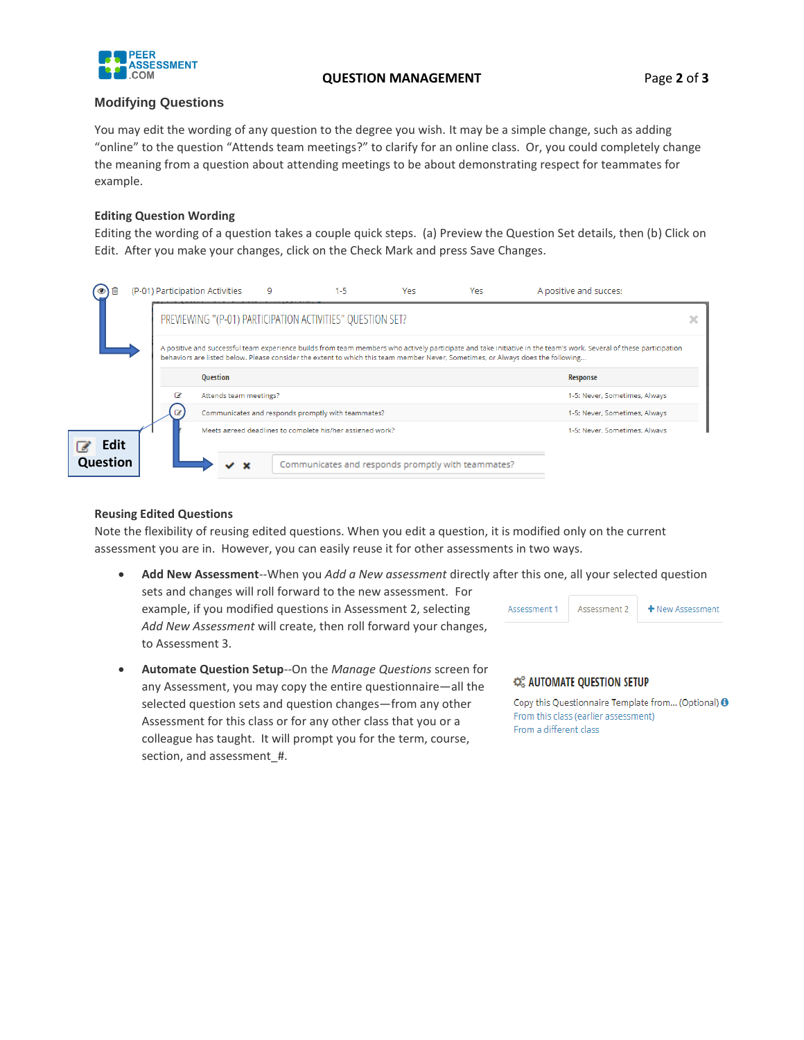## Modifying Questions

You may edit the wording of any question to the degree you wish. It may be a simple change, such as adding "online" to the question "Attends team meetings?" to clarify for an online class. Or, you could completely change the meaning from a question about attending meetings to be about demonstrating respect for teammates for example.

### Editing Question Wording

Editing the wording of a question takes a couple quick steps. (a) Preview the Question Set details, then (b) Click on Edit. After you make your changes, click on the Check Mark and press Save Changes.

### Reusing Edited Questions

Note the flexibility of reusing edited questions. When you edit a question, it is modified only on the current assessment you are in. However, you can easily reuse it for other assessments in two ways.

- **Add New Assessment**--When you *Add a New assessment* directly after this one, all your selected question sets and changes will roll forward to the new assessment. For example, if you modified questions in Assessment 2, selecting *Add New Assessment* will create, then roll forward your changes, to Assessment 3.
- **Automate Question Setup**--On the *Manage Questions* screen for any Assessment, you may copy the entire questionnaire—all the selected question sets and question changes—from any other Assessment for this class or for any other class that you or a colleague has taught. It will prompt you for the term, course, section, and assessment_#.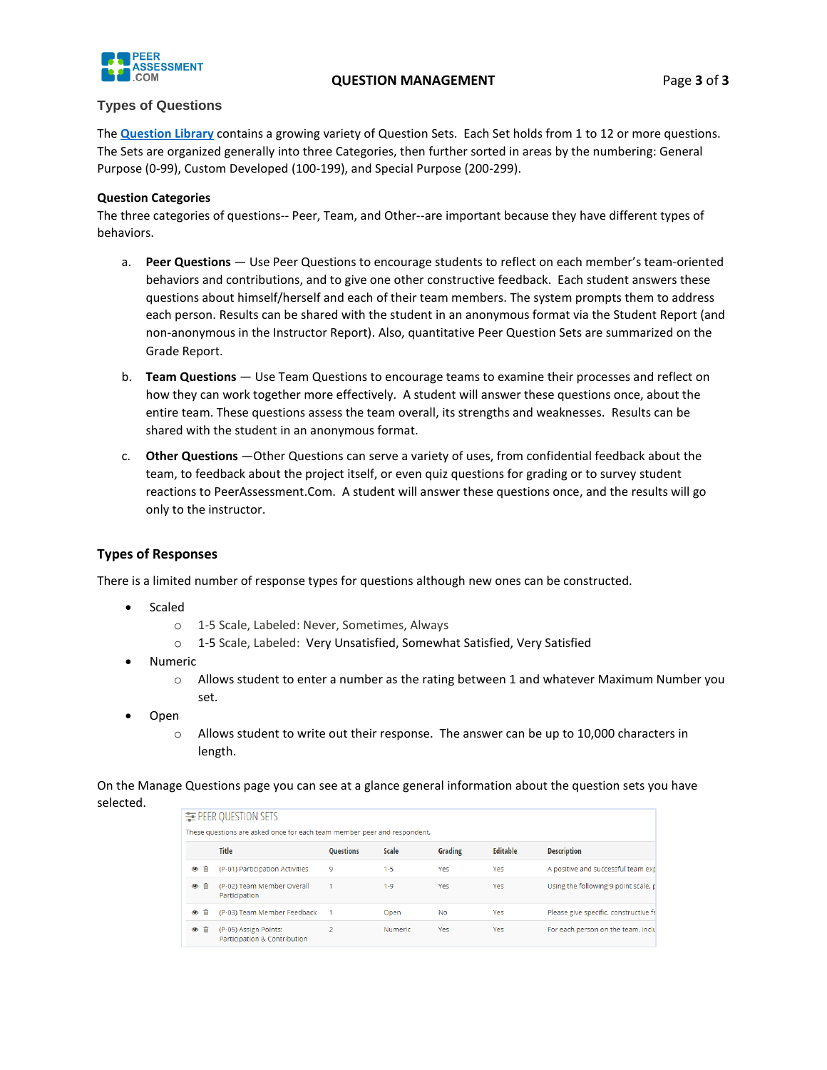## Types of Questions

The **Question Library** contains a growing variety of Question Sets. Each Set holds from 1 to 12 or more questions. The Sets are organized generally into three Categories, then further sorted in areas by the numbering: General Purpose (0-99), Custom Developed (100-199), and Special Purpose (200-299).

**Question Categories**

The three categories of questions-- Peer, Team, and Other--are important because they have different types of behaviors.

a. **Peer Questions** — Use Peer Questions to encourage students to reflect on each member's team-oriented behaviors and contributions, and to give one other constructive feedback. Each student answers these questions about himself/herself and each of their team members. The system prompts them to address each person. Results can be shared with the student in an anonymous format via the Student Report (and non-anonymous in the Instructor Report). Also, quantitative Peer Question Sets are summarized on the Grade Report.

b. **Team Questions** — Use Team Questions to encourage teams to examine their processes and reflect on how they can work together more effectively. A student will answer these questions once, about the entire team. These questions assess the team overall, its strengths and weaknesses. Results can be shared with the student in an anonymous format.

c. **Other Questions** —Other Questions can serve a variety of uses, from confidential feedback about the team, to feedback about the project itself, or even quiz questions for grading or to survey student reactions to PeerAssessment.Com. A student will answer these questions once, and the results will go only to the instructor.

### Types of Responses

There is a limited number of response types for questions although new ones can be constructed.

- Scaled
  - 1-5 Scale, Labeled: Never, Sometimes, Always
  - 1-5 Scale, Labeled: Very Unsatisfied, Somewhat Satisfied, Very Satisfied
- Numeric
  - Allows student to enter a number as the rating between 1 and whatever Maximum Number you set.
- Open
  - Allows student to write out their response. The answer can be up to 10,000 characters in length.

On the Manage Questions page you can see at a glance general information about the question sets you have selected.

PEER QUESTION SETS

These questions are asked once for each team member peer and respondent.

| Title | Questions | Scale | Grading | Editable | Description |
|---|---|---|---|---|---|
| (P-01) Participation Activities | 9 | 1-5 | Yes | Yes | A positive and successful team exp |
| (P-02) Team Member Overall Participation | 1 | 1-9 | Yes | Yes | Using the following 9 point scale, p |
| (P-03) Team Member Feedback | 1 | Open | No | Yes | Please give specific, constructive fe |
| (P-05) Assign Points: Participation & Contribution | 2 | Numeric | Yes | Yes | For each person on the team, inclu |